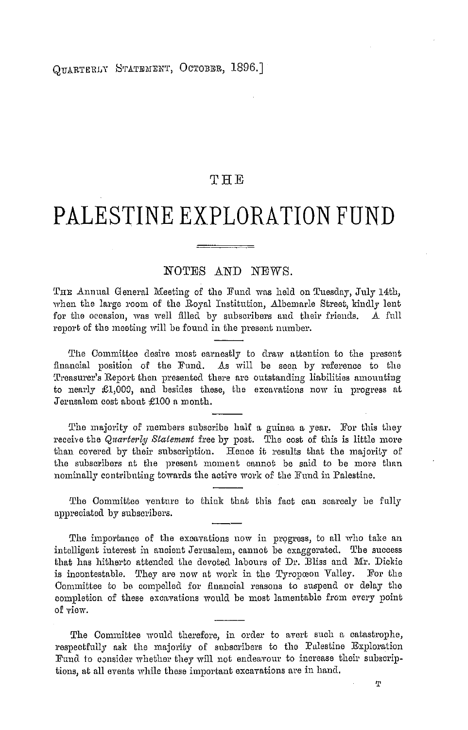# THE

# PALESTINE EXPLORATION FUND

## NOTES AND NEWS.

THE Annual General Meeting of the Fund was held on Tuesday, July 14th, when the large room of the Royal Institution, Albemarle Street, kindly lent for the occasion, was well filled by subscribers and their friends. A full report of the meeting will be found in the present number.

The Committee desire most earnestly to draw attention to the present financial position of the Fund. As will be seen by reference to the Treasurer's Report then presented there are outstanding liabilities amounting to nearly £1,000, and besides these, the excavations now in progress at Jerusalem cost about £100 a month.

The majority of members subscribe half a guinea a year. For this they receive the *Quarterly Statement* free by post. The cost of this is little more than covered by their subscription. Hence it results that the majority of the subscribers at the present moment cannot be said to be more than nominally contributing towards the active work of the Fund in Palestine.

The Committee venture to think that this fact can scarcely be fully appreciated by subscribers.

The importance of the excavations now in progress, to all who take an intelligent interest in ancient Jerusalem, cannot be exaggerated. The success that has hitherto attended the devoted labours of Dr. Bliss and Mr. Dickie is incontestable. They are now at work in the Tyropœon Valley. For the Committee to be compelled for financial reasons to suspend or delay the completion of these excavations would be most lamentable from every point of view.

The Committee would therefore, in order to avert such a catastrophe, respectfully ask the majority of subscribers to the Palestine Exploration Fund to consider whether they will not endeavour to increase their subscriptions, at all events while these important excavations are in hand.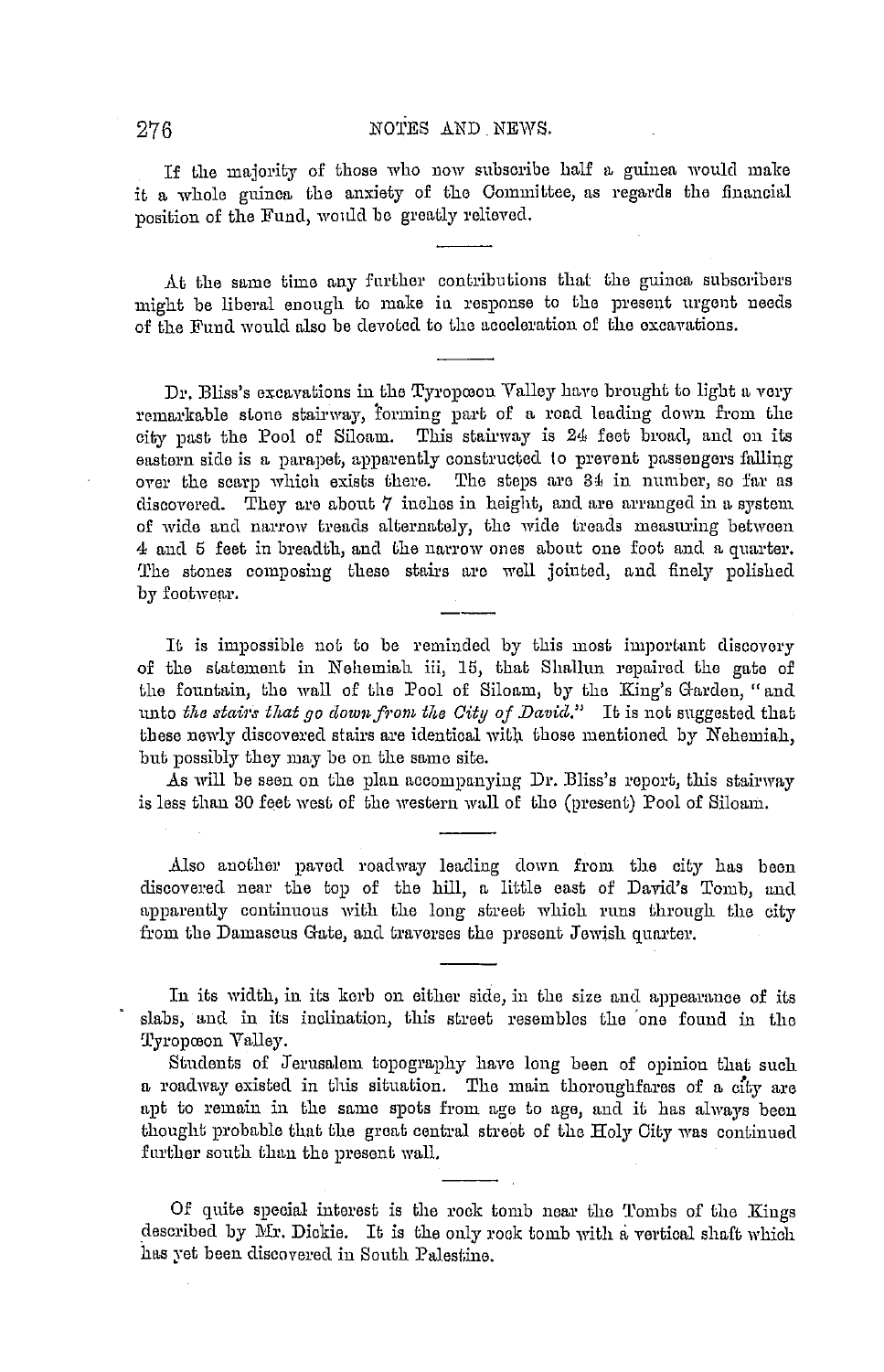If the majority of those who now subscribe half a guinea would make it a whole guinea the anxiety of the Committee, as regards the financial position of the Fund, would be greatly relieved.

---

At the same time any further contributions that the guinea subscribers might be liberal enough to make in response to the present urgent needs of the Fund would also be devoted to the acceleration of the excavations.

---

Dr. Bliss's excavations in the Tyropœon Valley have brought to light a very remarkable stone stairway, forming part of a road leading down from the city past the Pool of Siloam. This stairway is 24 feet broad, and on its eastern side is a parapet, apparently constructed to prevent passengers falling over the scarp which exists there. The steps are 34 in number, so far as discovered. They are about 7 inches in height, and are arranged in a system of wide and narrow treads alternately, the wide treads measuring between 4 and 5 feet in breadth, and the narrow ones about one foot and a quarter. The stones composing these stairs are well jointed, and finely polished by footwear.

---

It is impossible not to be reminded by this most important discovery of the statement in Nehemiah iii, 15, that Shallun repaired the gate of the fountain, the wall of the Pool of Siloam, by the King's Garden, "and unto *the stairs that go down from the City of David*." It is not suggested that these newly discovered stairs are identical with those mentioned by Nehemiah, but possibly they may be on the same site.

As will be seen on the plan accompanying Dr. Bliss's report, this stairway is less than 30 feet west of the western wall of the (present) Pool of Siloam.

---

Also another paved roadway leading down from the city has been discovered near the top of the hill, a little east of David's Tomb, and apparently continuous with the long street which runs through the city from the Damascus Gate, and traverses the present Jewish quarter.

---

In its width, in its kerb on either side, in the size and appearance of its slabs, and in its inclination, this street resembles the one found in the Tyropœon Valley.

Students of Jerusalem topography have long been of opinion that such a roadway existed in this situation. The main thoroughfares of a city are apt to remain in the same spots from age to age, and it has always been thought probable that the great central street of the Holy City was continued further south than the present wall.

---

Of quite special interest is the rock tomb near the Tombs of the Kings described by Mr. Dickie. It is the only rock tomb with a vertical shaft which has yet been discovered in South Palestine.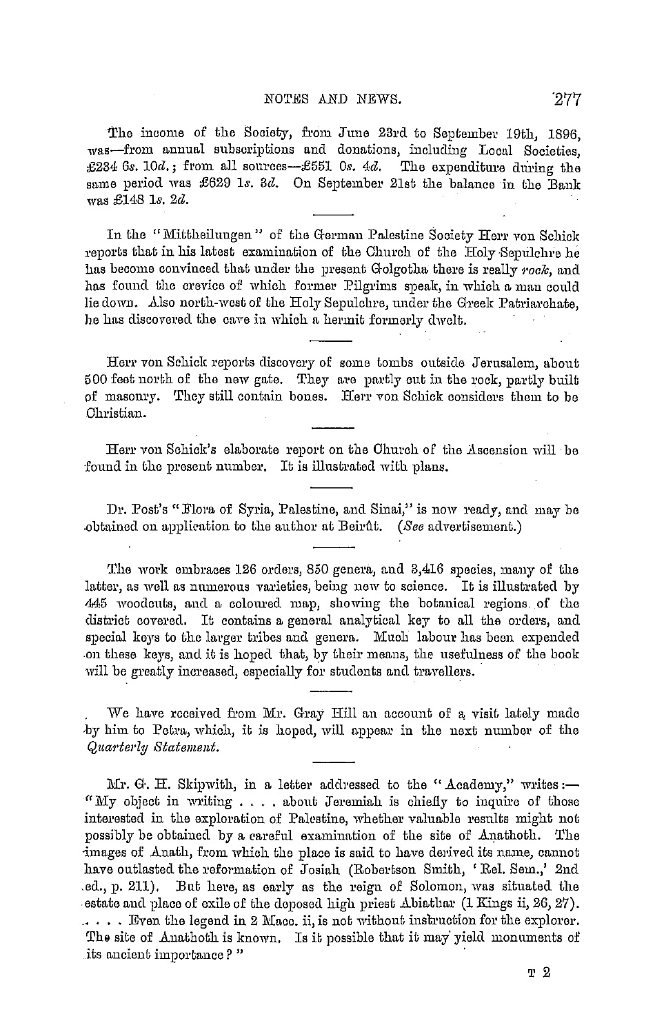The income of the Society, from June 23rd to September 19th, 1896, was—from annual subscriptions and donations, including Local Societies, £234 6*s.* 10*d.*; from all sources—£551 0*s.* 4*d.* The expenditure during the same period was £629 1*s.* 3*d.* On September 21st the balance in the Bank was £148 1*s.* 2*d.*

In the "Mittheilungen" of the German Palestine Society Herr von Schick reports that in his latest examination of the Church of the Holy Sepulchre he has become convinced that under the present Golgotha there is really *rock*, and has found the crevice of which former Pilgrims speak, in which a man could lie down. Also north-west of the Holy Sepulchre, under the Greek Patriarchate, he has discovered the cave in which a hermit formerly dwelt.

Herr von Schick reports discovery of some tombs outside Jerusalem, about 500 feet north of the new gate. They are partly cut in the rock, partly built of masonry. They still contain bones. Herr von Schick considers them to be Christian.

Herr von Schick's elaborate report on the Church of the Ascension will be found in the present number. It is illustrated with plans.

Dr. Post's "Flora of Syria, Palestine, and Sinai," is now ready, and may be obtained on application to the author at Beirût. (*See* advertisement.)

The work embraces 126 orders, 850 genera, and 3,416 species, many of the latter, as well as numerous varieties, being new to science. It is illustrated by 445 woodcuts, and a coloured map, showing the botanical regions of the district covered. It contains a general analytical key to all the orders, and special keys to the larger tribes and genera. Much labour has been expended on these keys, and it is hoped that, by their means, the usefulness of the book will be greatly increased, especially for students and travellers.

We have received from Mr. Gray Hill an account of a visit lately made by him to Petra, which, it is hoped, will appear in the next number of the *Quarterly Statement*.

Mr. G. H. Skipwith, in a letter addressed to the "Academy," writes:— "My object in writing . . . . about Jeremiah is chiefly to inquire of those interested in the exploration of Palestine, whether valuable results might not possibly be obtained by a careful examination of the site of Anathoth. The images of Anath, from which the place is said to have derived its name, cannot have outlasted the reformation of Josiah (Robertson Smith, 'Rel. Sem.,' 2nd ed., p. 211). But here, as early as the reign of Solomon, was situated the estate and place of exile of the deposed high priest Abiathar (1 Kings ii, 26, 27). . . . . Even the legend in 2 Macc. ii, is not without instruction for the explorer. The site of Anathoth is known. Is it possible that it may yield monuments of its ancient importance?"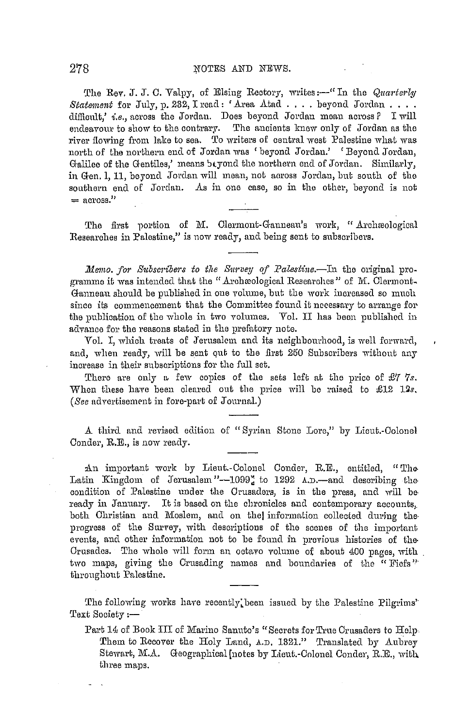The Rev. J. J. C. Valpy, of Elsing Rectory, writes:—"In the *Quarterly Statement* for July, p. 232, I read: 'Area Atad . . . . beyond Jordan . . . . difficult,' *i.e.*, across the Jordan. Does beyond Jordan mean across? I will endeavour to show to the contrary. The ancients knew only of Jordan as the river flowing from lake to sea. To writers of central west Palestine what was north of the northern end of Jordan was 'beyond Jordan.' 'Beyond Jordan, Galilee of the Gentiles,' means beyond the northern end of Jordan. Similarly, in Gen. l, 11, beyond Jordan will mean, not across Jordan, but south of the southern end of Jordan. As in one case, so in the other, beyond is not = across."

---

The first portion of M. Clermont-Ganneau's work, "Archæological Researches in Palestine," is now ready, and being sent to subscribers.

---

*Memo. for Subscribers to the Survey of Palestine.*—In the original programme it was intended that the "Archæological Researches" of M. Clermont-Ganneau should be published in one volume, but the work increased so much since its commencement that the Committee found it necessary to arrange for the publication of the whole in two volumes. Vol. II has been published in advance for the reasons stated in the prefatory note.

Vol. I, which treats of Jerusalem and its neighbourhood, is well forward, and, when ready, will be sent out to the first 250 Subscribers without any increase in their subscriptions for the full set.

There are only a few copies of the sets left at the price of £7 7*s*. When these have been cleared out the price will be raised to £12 12*s*. (*See* advertisement in fore-part of Journal.)

---

A third and revised edition of "Syrian Stone Lore," by Lieut.-Colonel Conder, R.E., is now ready.

---

An important work by Lieut.-Colonel Conder, R.E., entitled, "The Latin Kingdom of Jerusalem"—1099 to 1292 A.D.—and describing the condition of Palestine under the Crusaders, is in the press, and will be ready in January. It is based on the chronicles and contemporary accounts, both Christian and Moslem, and on the information collected during the progress of the Survey, with descriptions of the scenes of the important events, and other information not to be found in previous histories of the Crusades. The whole will form an octavo volume of about 400 pages, with two maps, giving the Crusading names and boundaries of the "Fiefs" throughout Palestine.

---

The following works have recently been issued by the Palestine Pilgrims' Text Society:—

Part 14 of Book III of Marino Sanuto's "Secrets for True Crusaders to Help Them to Recover the Holy Land, A.D. 1321." Translated by Aubrey Stewart, M.A. Geographical notes by Lieut.-Colonel Conder, R.E., with three maps.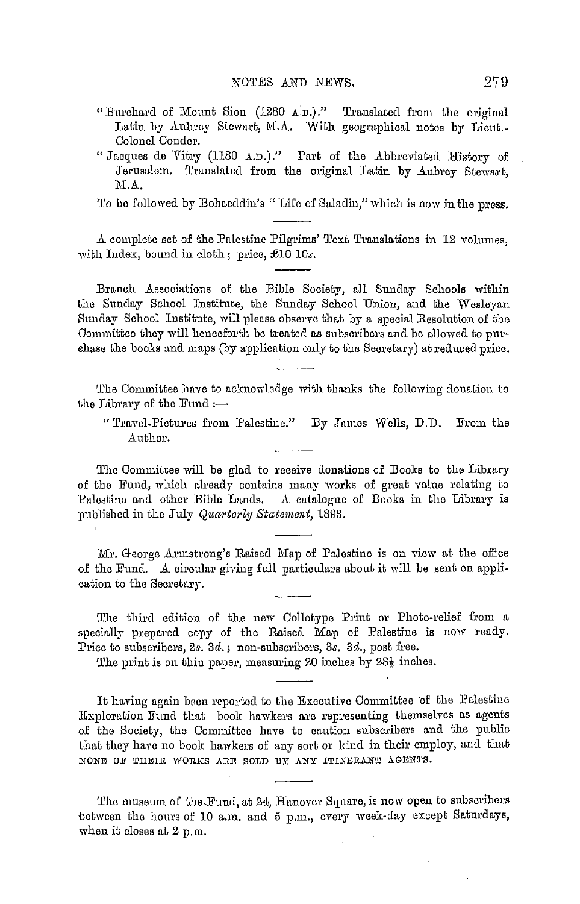"Burchard of Mount Sion (1280 A.D.)." Translated from the original Latin by Aubrey Stewart, M.A. With geographical notes by Lieut.-Colonel Conder.

"Jacques de Vitry (1180 A.D.)." Part of the Abbreviated History of Jerusalem. Translated from the original Latin by Aubrey Stewart, M.A.

To be followed by Bohaeddin's "Life of Saladin," which is now in the press.

---

A complete set of the Palestine Pilgrims' Text Translations in 12 volumes, with Index, bound in cloth; price, £10 10*s*.

---

Branch Associations of the Bible Society, all Sunday Schools within the Sunday School Institute, the Sunday School Union, and the Wesleyan Sunday School Institute, will please observe that by a special Resolution of the Committee they will henceforth be treated as subscribers and be allowed to purchase the books and maps (by application only to the Secretary) at reduced price.

---

The Committee have to acknowledge with thanks the following donation to the Library of the Fund:—

"Travel-Pictures from Palestine." By James Wells, D.D. From the Author.

---

The Committee will be glad to receive donations of Books to the Library of the Fund, which already contains many works of great value relating to Palestine and other Bible Lands. A catalogue of Books in the Library is published in the July *Quarterly Statement*, 1893.

---

Mr. George Armstrong's Raised Map of Palestine is on view at the office of the Fund. A circular giving full particulars about it will be sent on application to the Secretary.

---

The third edition of the new Collotype Print or Photo-relief from a specially prepared copy of the Raised Map of Palestine is now ready. Price to subscribers, 2*s*. 3*d*.; non-subscribers, 3*s*. 3*d*., post free.

The print is on thin paper, measuring 20 inches by 28½ inches.

---

It having again been reported to the Executive Committee of the Palestine Exploration Fund that book hawkers are representing themselves as agents of the Society, the Committee have to caution subscribers and the public that they have no book hawkers of any sort or kind in their employ, and that NONE OF THEIR WORKS ARE SOLD BY ANY ITINERANT AGENTS.

---

The museum of the Fund, at 24, Hanover Square, is now open to subscribers between the hours of 10 a.m. and 5 p.m., every week-day except Saturdays, when it closes at 2 p.m.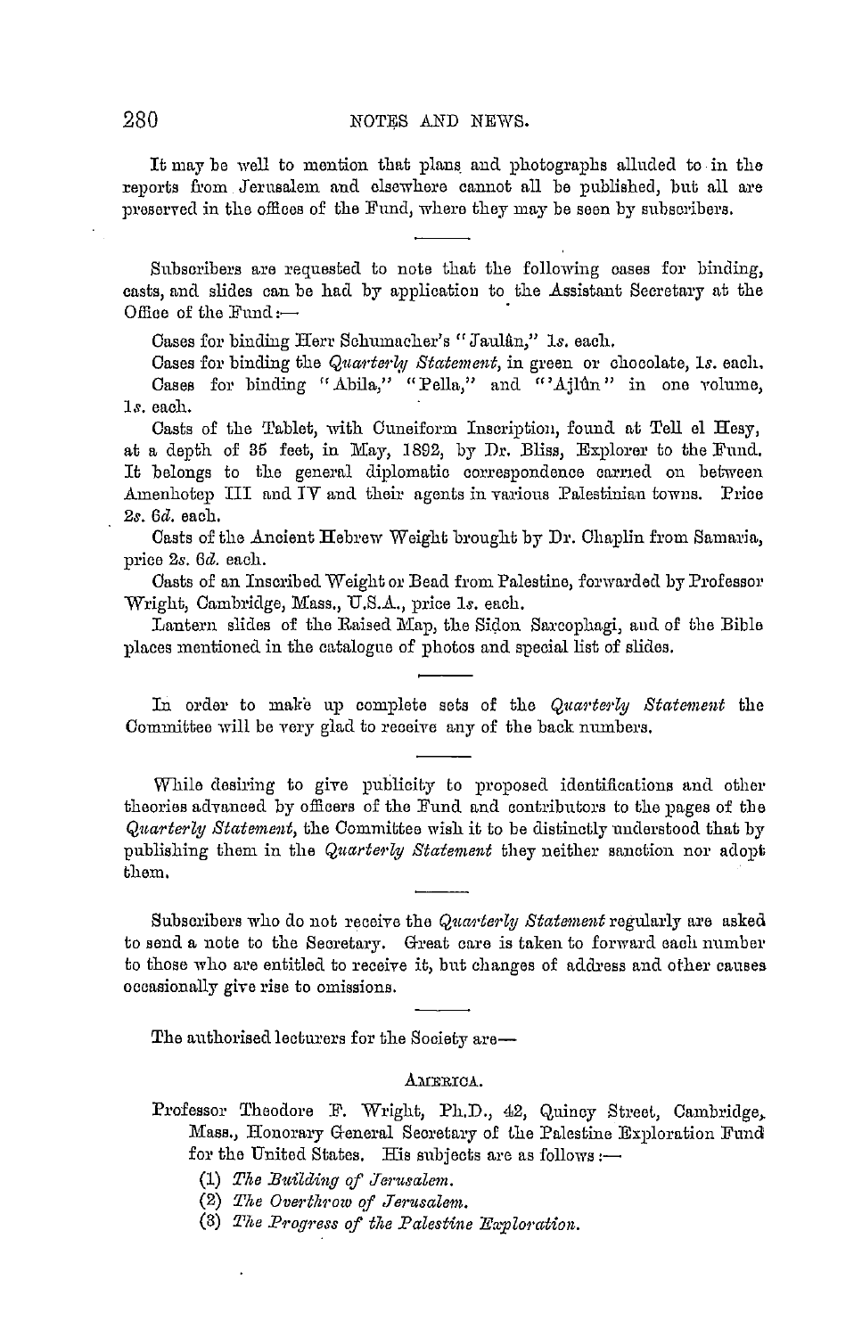It may be well to mention that plans and photographs alluded to in the reports from Jerusalem and elsewhere cannot all be published, but all are preserved in the offices of the Fund, where they may be seen by subscribers.

---

Subscribers are requested to note that the following cases for binding, casts, and slides can be had by application to the Assistant Secretary at the Office of the Fund:—

Cases for binding Herr Schumacher's "Jaulân," 1*s.* each.

Cases for binding the *Quarterly Statement*, in green or chocolate, 1*s.* each.

Cases for binding "Abila," "Pella," and "'Ajlûn" in one volume, 1*s.* each.

Casts of the Tablet, with Cuneiform Inscription, found at Tell el Hesy, at a depth of 35 feet, in May, 1892, by Dr. Bliss, Explorer to the Fund. It belongs to the general diplomatic correspondence carried on between Amenhotep III and IV and their agents in various Palestinian towns. Price 2*s.* 6*d.* each.

Casts of the Ancient Hebrew Weight brought by Dr. Chaplin from Samaria, price 2*s.* 6*d.* each.

Casts of an Inscribed Weight or Bead from Palestine, forwarded by Professor Wright, Cambridge, Mass., U.S.A., price 1*s.* each.

Lantern slides of the Raised Map, the Sidon Sarcophagi, and of the Bible places mentioned in the catalogue of photos and special list of slides.

---

In order to make up complete sets of the *Quarterly Statement* the Committee will be very glad to receive any of the back numbers.

---

While desiring to give publicity to proposed identifications and other theories advanced by officers of the Fund and contributors to the pages of the *Quarterly Statement*, the Committee wish it to be distinctly understood that by publishing them in the *Quarterly Statement* they neither sanction nor adopt them.

---

Subscribers who do not receive the *Quarterly Statement* regularly are asked to send a note to the Secretary. Great care is taken to forward each number to those who are entitled to receive it, but changes of address and other causes occasionally give rise to omissions.

---

The authorised lecturers for the Society are—

America.

Professor Theodore F. Wright, Ph.D., 42, Quincy Street, Cambridge, Mass., Honorary General Secretary of the Palestine Exploration Fund for the United States. His subjects are as follows:—

(1) *The Building of Jerusalem.*

(2) *The Overthrow of Jerusalem.*

(3) *The Progress of the Palestine Exploration.*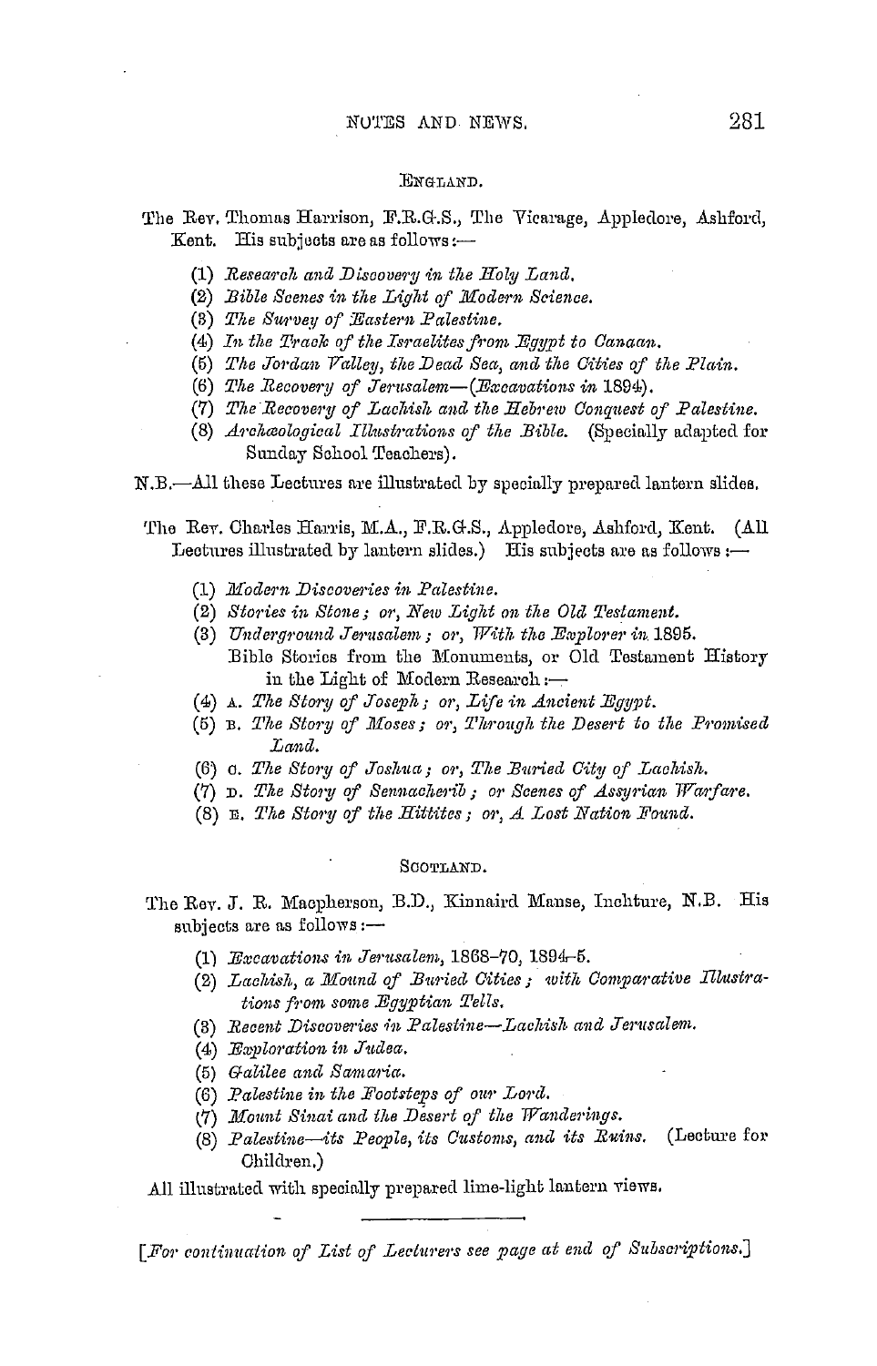### England.

The Rev. Thomas Harrison, F.R.G.S., The Vicarage, Appledore, Ashford, Kent. His subjects are as follows:—

(1) *Research and Discovery in the Holy Land.*
(2) *Bible Scenes in the Light of Modern Science.*
(3) *The Survey of Eastern Palestine.*
(4) *In the Track of the Israelites from Egypt to Canaan.*
(5) *The Jordan Valley, the Dead Sea, and the Cities of the Plain.*
(6) *The Recovery of Jerusalem—(Excavations in 1894).*
(7) *The Recovery of Lachish and the Hebrew Conquest of Palestine.*
(8) *Archæological Illustrations of the Bible.* (Specially adapted for Sunday School Teachers).

N.B.—All these Lectures are illustrated by specially prepared lantern slides.

The Rev. Charles Harris, M.A., F.R.G.S., Appledore, Ashford, Kent. (All Lectures illustrated by lantern slides.) His subjects are as follows:—

(1) *Modern Discoveries in Palestine.*
(2) *Stories in Stone; or, New Light on the Old Testament.*
(3) *Underground Jerusalem; or, With the Explorer in 1895.*
Bible Stories from the Monuments, or Old Testament History in the Light of Modern Research:—
(4) A. *The Story of Joseph; or, Life in Ancient Egypt.*
(5) B. *The Story of Moses; or, Through the Desert to the Promised Land.*
(6) C. *The Story of Joshua; or, The Buried City of Lachish.*
(7) D. *The Story of Sennacherib; or Scenes of Assyrian Warfare.*
(8) E. *The Story of the Hittites; or, A Lost Nation Found.*

### Scotland.

The Rev. J. R. Macpherson, B.D., Kinnaird Manse, Inchture, N.B. His subjects are as follows:—

(1) *Excavations in Jerusalem,* 1868–70, 1894–5.
(2) *Lachish, a Mound of Buried Cities; with Comparative Illustrations from some Egyptian Tells.*
(3) *Recent Discoveries in Palestine—Lachish and Jerusalem.*
(4) *Exploration in Judea.*
(5) *Galilee and Samaria.*
(6) *Palestine in the Footsteps of our Lord.*
(7) *Mount Sinai and the Desert of the Wanderings.*
(8) *Palestine—its People, its Customs, and its Ruins.* (Lecture for Children.)

All illustrated with specially prepared lime-light lantern views.

---

[*For continuation of List of Lecturers see page at end of Subscriptions.*]